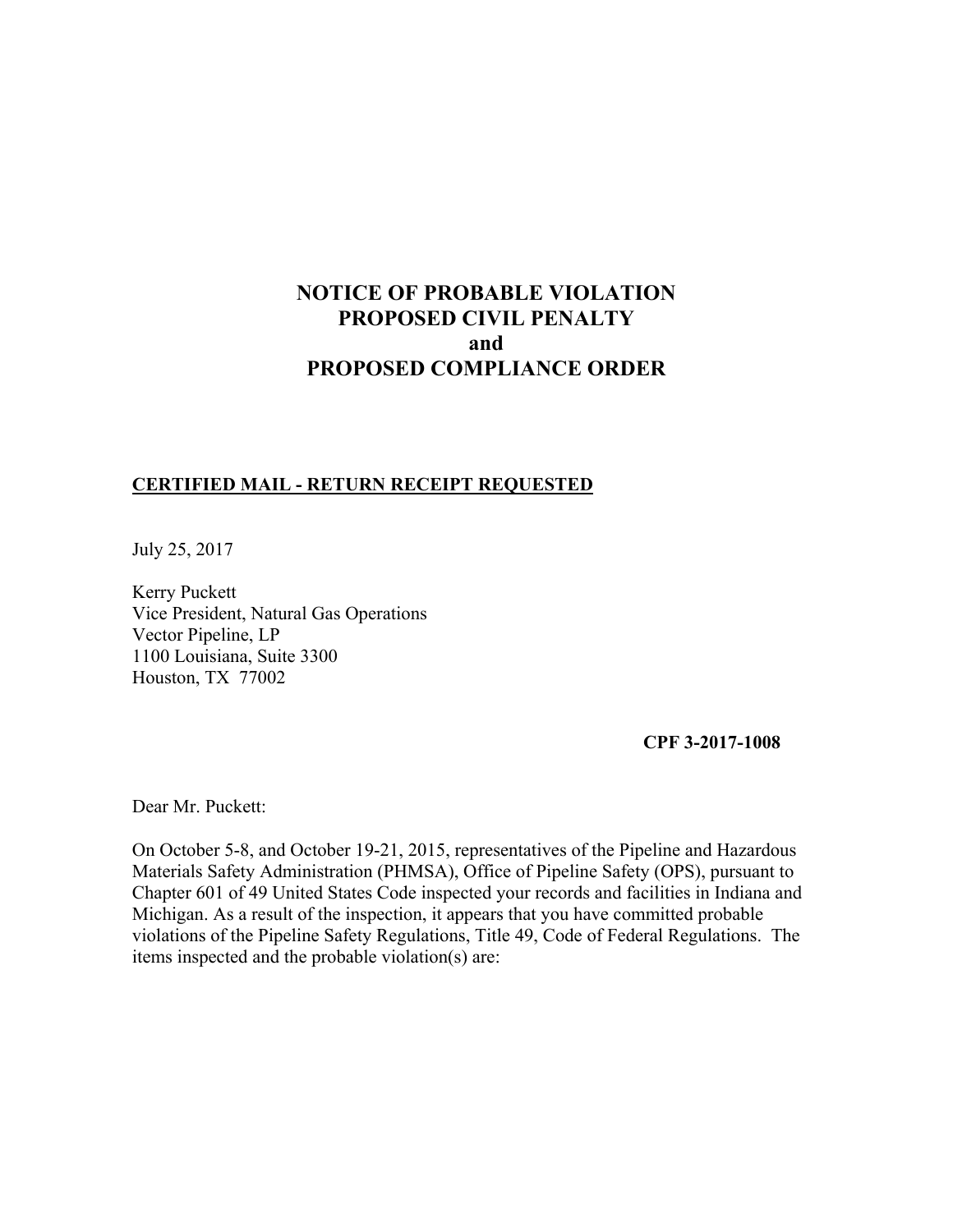# NOTICE OF PROBABLE VIOLATION
# PROPOSED CIVIL PENALTY
# and
# PROPOSED COMPLIANCE ORDER

**CERTIFIED MAIL - RETURN RECEIPT REQUESTED**

July 25, 2017

Kerry Puckett  
Vice President, Natural Gas Operations  
Vector Pipeline, LP  
1100 Louisiana, Suite 3300  
Houston, TX 77002

**CPF 3-2017-1008**

Dear Mr. Puckett:

On October 5-8, and October 19-21, 2015, representatives of the Pipeline and Hazardous Materials Safety Administration (PHMSA), Office of Pipeline Safety (OPS), pursuant to Chapter 601 of 49 United States Code inspected your records and facilities in Indiana and Michigan. As a result of the inspection, it appears that you have committed probable violations of the Pipeline Safety Regulations, Title 49, Code of Federal Regulations. The items inspected and the probable violation(s) are: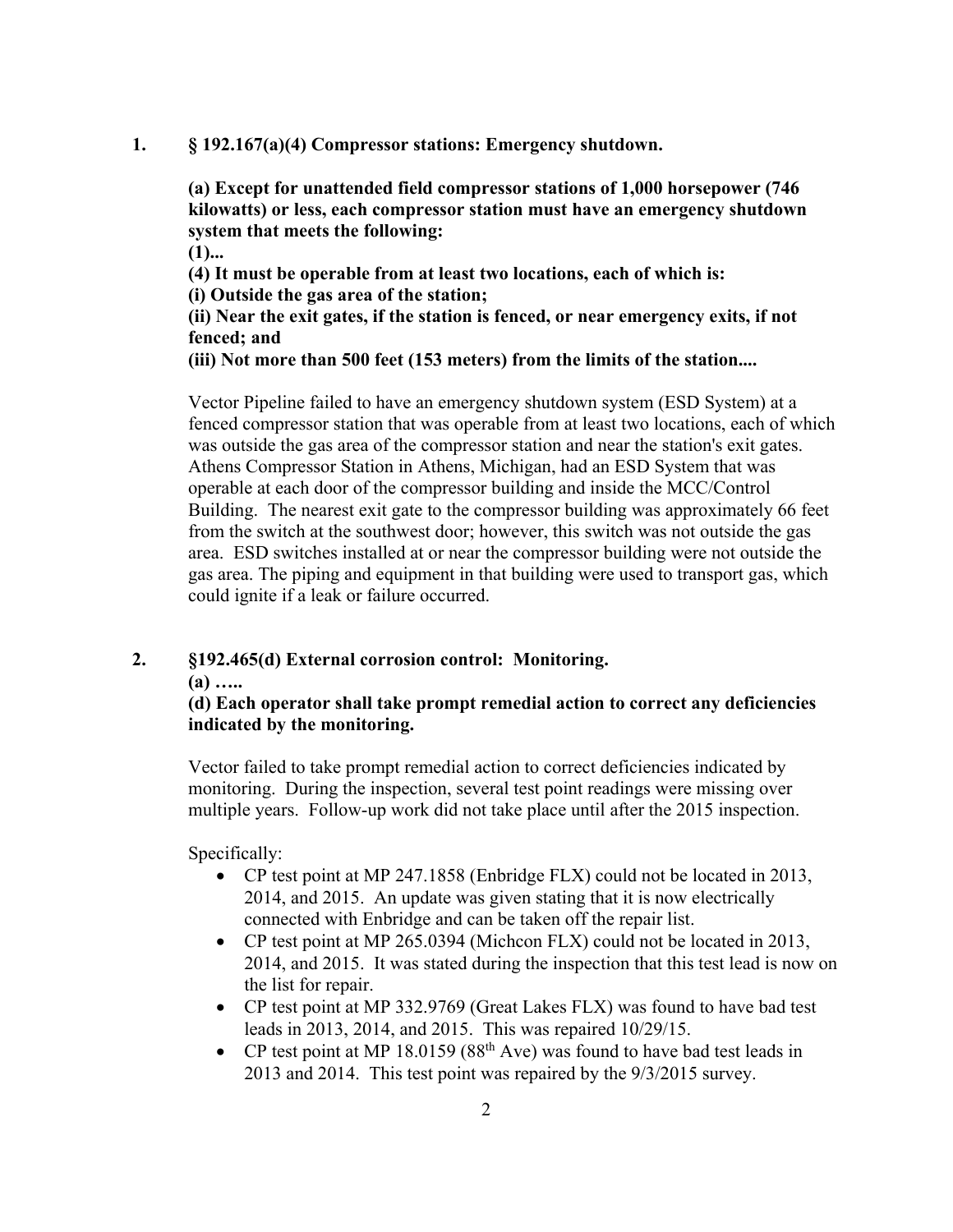1. **§ 192.167(a)(4) Compressor stations: Emergency shutdown.**

   **(a) Except for unattended field compressor stations of 1,000 horsepower (746 kilowatts) or less, each compressor station must have an emergency shutdown system that meets the following:**
   **(1)...**
   **(4) It must be operable from at least two locations, each of which is:**
   **(i) Outside the gas area of the station;**
   **(ii) Near the exit gates, if the station is fenced, or near emergency exits, if not fenced; and**
   **(iii) Not more than 500 feet (153 meters) from the limits of the station....**

   Vector Pipeline failed to have an emergency shutdown system (ESD System) at a fenced compressor station that was operable from at least two locations, each of which was outside the gas area of the compressor station and near the station's exit gates. Athens Compressor Station in Athens, Michigan, had an ESD System that was operable at each door of the compressor building and inside the MCC/Control Building. The nearest exit gate to the compressor building was approximately 66 feet from the switch at the southwest door; however, this switch was not outside the gas area. ESD switches installed at or near the compressor building were not outside the gas area. The piping and equipment in that building were used to transport gas, which could ignite if a leak or failure occurred.

2. **§192.465(d) External corrosion control: Monitoring.**
   **(a) …..**
   **(d) Each operator shall take prompt remedial action to correct any deficiencies indicated by the monitoring.**

   Vector failed to take prompt remedial action to correct deficiencies indicated by monitoring. During the inspection, several test point readings were missing over multiple years. Follow-up work did not take place until after the 2015 inspection.

   Specifically:
   - CP test point at MP 247.1858 (Enbridge FLX) could not be located in 2013, 2014, and 2015. An update was given stating that it is now electrically connected with Enbridge and can be taken off the repair list.
   - CP test point at MP 265.0394 (Michcon FLX) could not be located in 2013, 2014, and 2015. It was stated during the inspection that this test lead is now on the list for repair.
   - CP test point at MP 332.9769 (Great Lakes FLX) was found to have bad test leads in 2013, 2014, and 2015. This was repaired 10/29/15.
   - CP test point at MP 18.0159 (88th Ave) was found to have bad test leads in 2013 and 2014. This test point was repaired by the 9/3/2015 survey.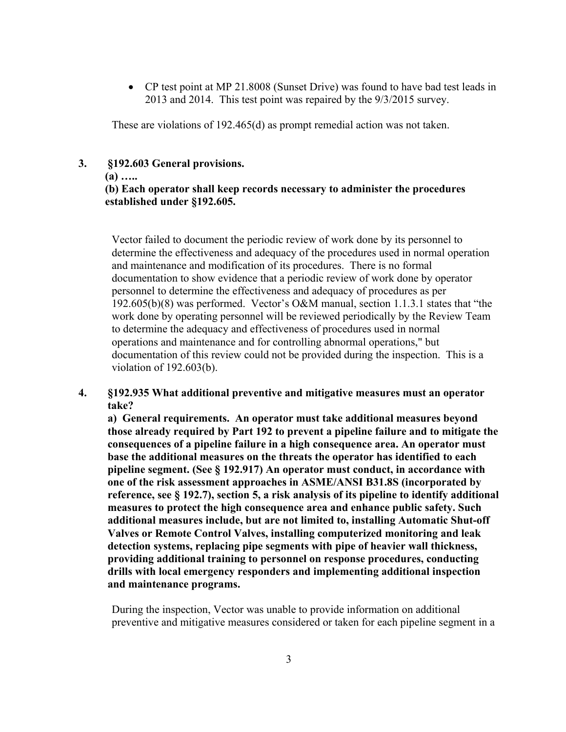- CP test point at MP 21.8008 (Sunset Drive) was found to have bad test leads in 2013 and 2014. This test point was repaired by the 9/3/2015 survey.

These are violations of 192.465(d) as prompt remedial action was not taken.

**3. §192.603 General provisions.**

**(a) …..**

**(b) Each operator shall keep records necessary to administer the procedures established under §192.605.**

Vector failed to document the periodic review of work done by its personnel to determine the effectiveness and adequacy of the procedures used in normal operation and maintenance and modification of its procedures. There is no formal documentation to show evidence that a periodic review of work done by operator personnel to determine the effectiveness and adequacy of procedures as per 192.605(b)(8) was performed. Vector's O&M manual, section 1.1.3.1 states that "the work done by operating personnel will be reviewed periodically by the Review Team to determine the adequacy and effectiveness of procedures used in normal operations and maintenance and for controlling abnormal operations," but documentation of this review could not be provided during the inspection. This is a violation of 192.603(b).

**4. §192.935 What additional preventive and mitigative measures must an operator take?**

**a) General requirements. An operator must take additional measures beyond those already required by Part 192 to prevent a pipeline failure and to mitigate the consequences of a pipeline failure in a high consequence area. An operator must base the additional measures on the threats the operator has identified to each pipeline segment. (See § 192.917) An operator must conduct, in accordance with one of the risk assessment approaches in ASME/ANSI B31.8S (incorporated by reference, see § 192.7), section 5, a risk analysis of its pipeline to identify additional measures to protect the high consequence area and enhance public safety. Such additional measures include, but are not limited to, installing Automatic Shut-off Valves or Remote Control Valves, installing computerized monitoring and leak detection systems, replacing pipe segments with pipe of heavier wall thickness, providing additional training to personnel on response procedures, conducting drills with local emergency responders and implementing additional inspection and maintenance programs.**

During the inspection, Vector was unable to provide information on additional preventive and mitigative measures considered or taken for each pipeline segment in a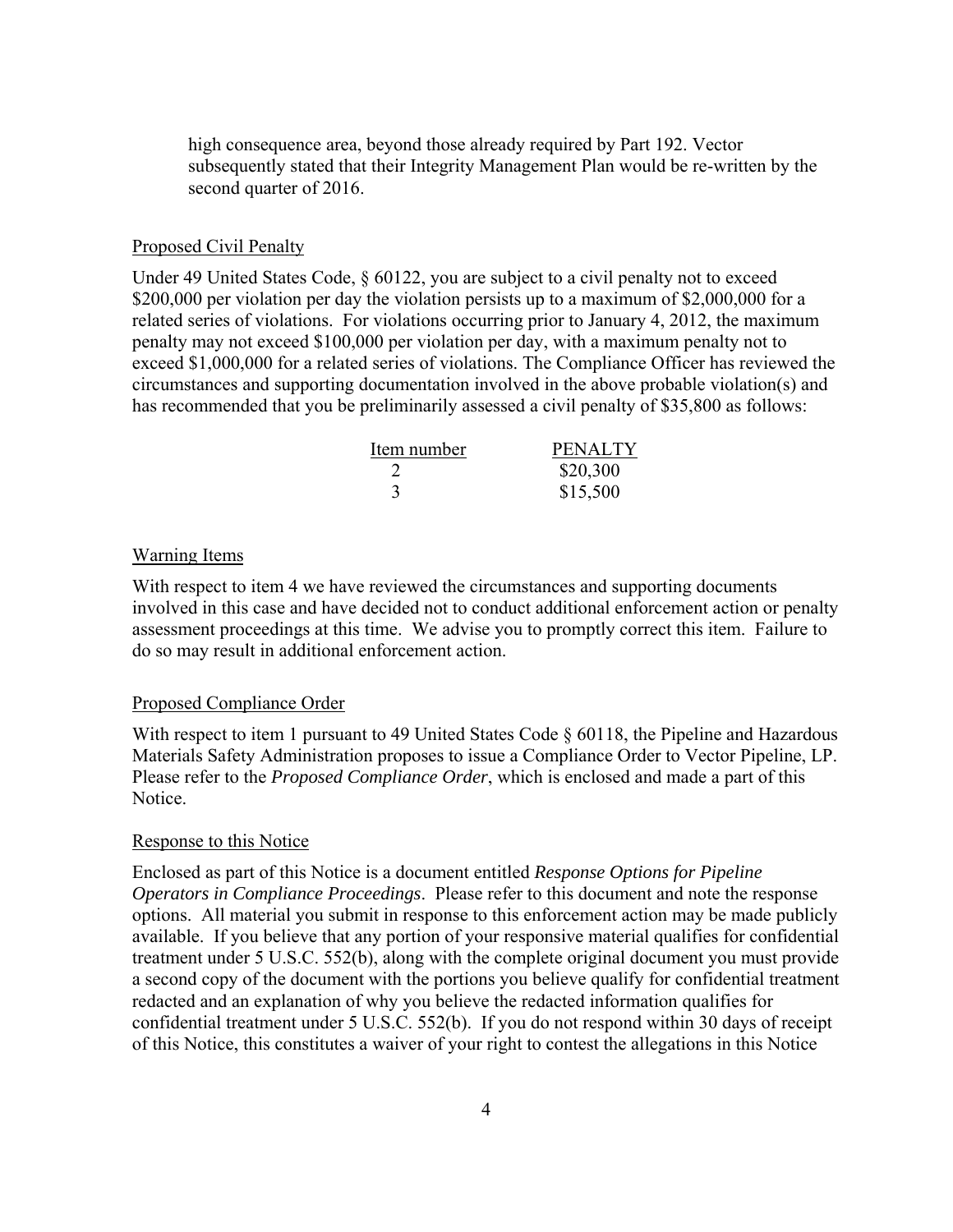high consequence area, beyond those already required by Part 192. Vector subsequently stated that their Integrity Management Plan would be re-written by the second quarter of 2016.

Proposed Civil Penalty

Under 49 United States Code, § 60122, you are subject to a civil penalty not to exceed $200,000 per violation per day the violation persists up to a maximum of $2,000,000 for a related series of violations. For violations occurring prior to January 4, 2012, the maximum penalty may not exceed $100,000 per violation per day, with a maximum penalty not to exceed $1,000,000 for a related series of violations. The Compliance Officer has reviewed the circumstances and supporting documentation involved in the above probable violation(s) and has recommended that you be preliminarily assessed a civil penalty of $35,800 as follows:

| Item number | PENALTY |
|---|---|
| 2 | $20,300 |
| 3 | $15,500 |

Warning Items

With respect to item 4 we have reviewed the circumstances and supporting documents involved in this case and have decided not to conduct additional enforcement action or penalty assessment proceedings at this time. We advise you to promptly correct this item. Failure to do so may result in additional enforcement action.

Proposed Compliance Order

With respect to item 1 pursuant to 49 United States Code § 60118, the Pipeline and Hazardous Materials Safety Administration proposes to issue a Compliance Order to Vector Pipeline, LP. Please refer to the *Proposed Compliance Order*, which is enclosed and made a part of this Notice.

Response to this Notice

Enclosed as part of this Notice is a document entitled *Response Options for Pipeline Operators in Compliance Proceedings*. Please refer to this document and note the response options. All material you submit in response to this enforcement action may be made publicly available. If you believe that any portion of your responsive material qualifies for confidential treatment under 5 U.S.C. 552(b), along with the complete original document you must provide a second copy of the document with the portions you believe qualify for confidential treatment redacted and an explanation of why you believe the redacted information qualifies for confidential treatment under 5 U.S.C. 552(b). If you do not respond within 30 days of receipt of this Notice, this constitutes a waiver of your right to contest the allegations in this Notice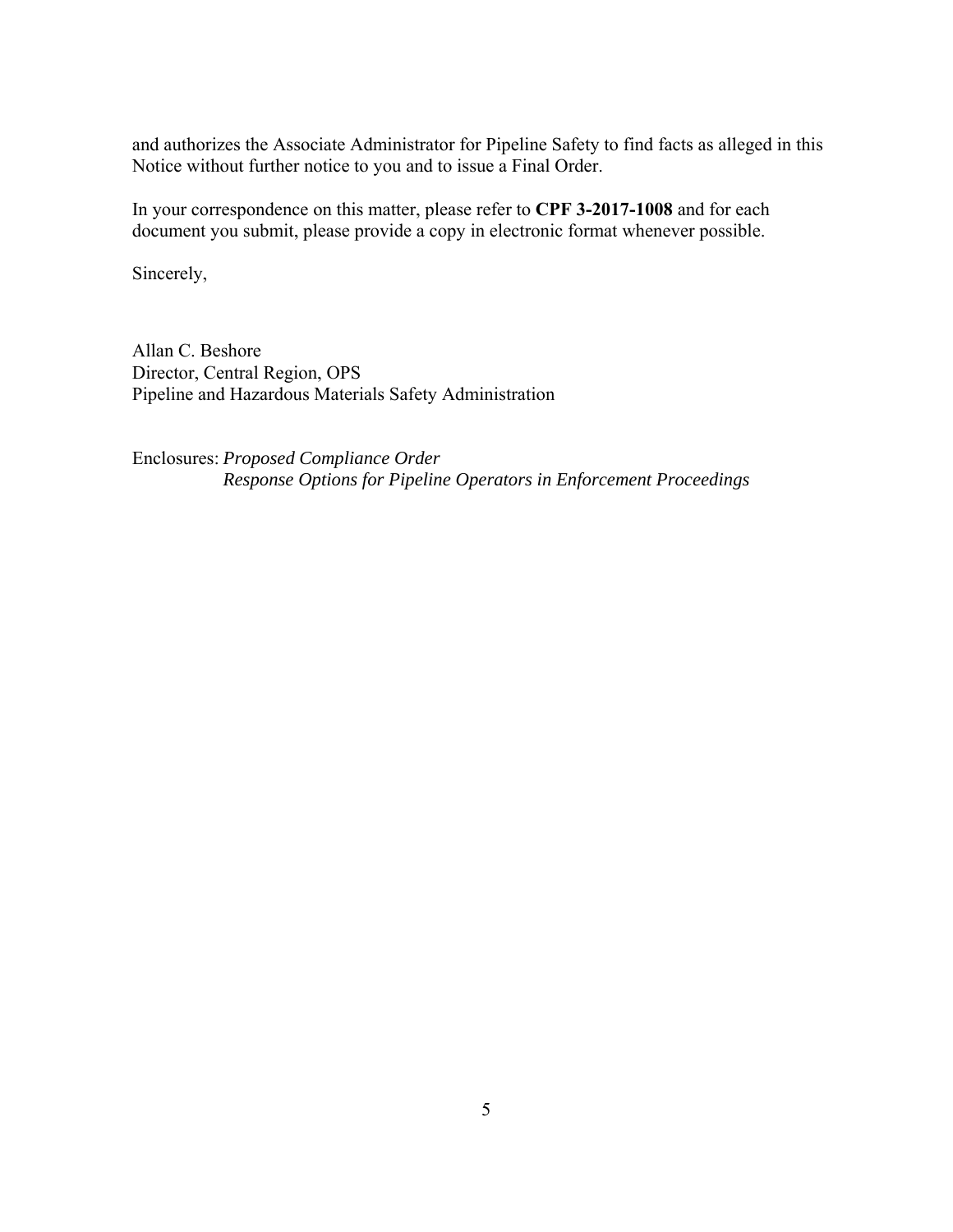and authorizes the Associate Administrator for Pipeline Safety to find facts as alleged in this Notice without further notice to you and to issue a Final Order.

In your correspondence on this matter, please refer to **CPF 3-2017-1008** and for each document you submit, please provide a copy in electronic format whenever possible.

Sincerely,

Allan C. Beshore
Director, Central Region, OPS
Pipeline and Hazardous Materials Safety Administration

Enclosures: *Proposed Compliance Order*
*Response Options for Pipeline Operators in Enforcement Proceedings*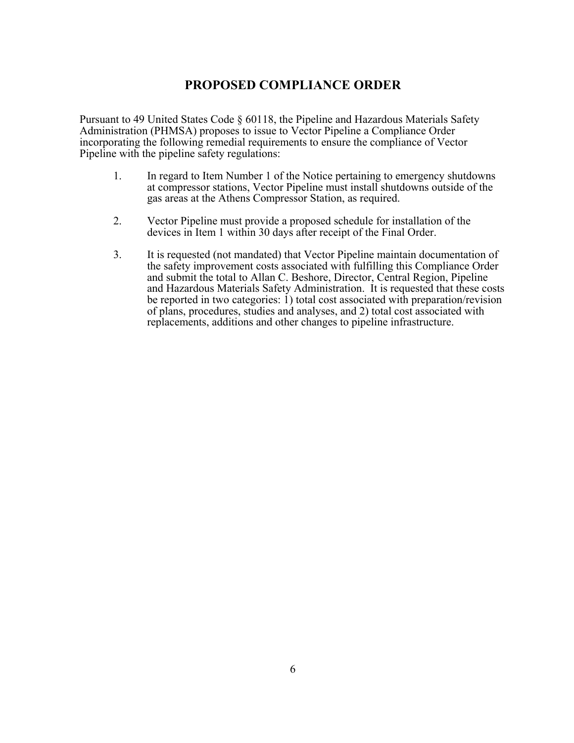# PROPOSED COMPLIANCE ORDER

Pursuant to 49 United States Code § 60118, the Pipeline and Hazardous Materials Safety Administration (PHMSA) proposes to issue to Vector Pipeline a Compliance Order incorporating the following remedial requirements to ensure the compliance of Vector Pipeline with the pipeline safety regulations:

1. In regard to Item Number 1 of the Notice pertaining to emergency shutdowns at compressor stations, Vector Pipeline must install shutdowns outside of the gas areas at the Athens Compressor Station, as required.

2. Vector Pipeline must provide a proposed schedule for installation of the devices in Item 1 within 30 days after receipt of the Final Order.

3. It is requested (not mandated) that Vector Pipeline maintain documentation of the safety improvement costs associated with fulfilling this Compliance Order and submit the total to Allan C. Beshore, Director, Central Region, Pipeline and Hazardous Materials Safety Administration. It is requested that these costs be reported in two categories: 1) total cost associated with preparation/revision of plans, procedures, studies and analyses, and 2) total cost associated with replacements, additions and other changes to pipeline infrastructure.